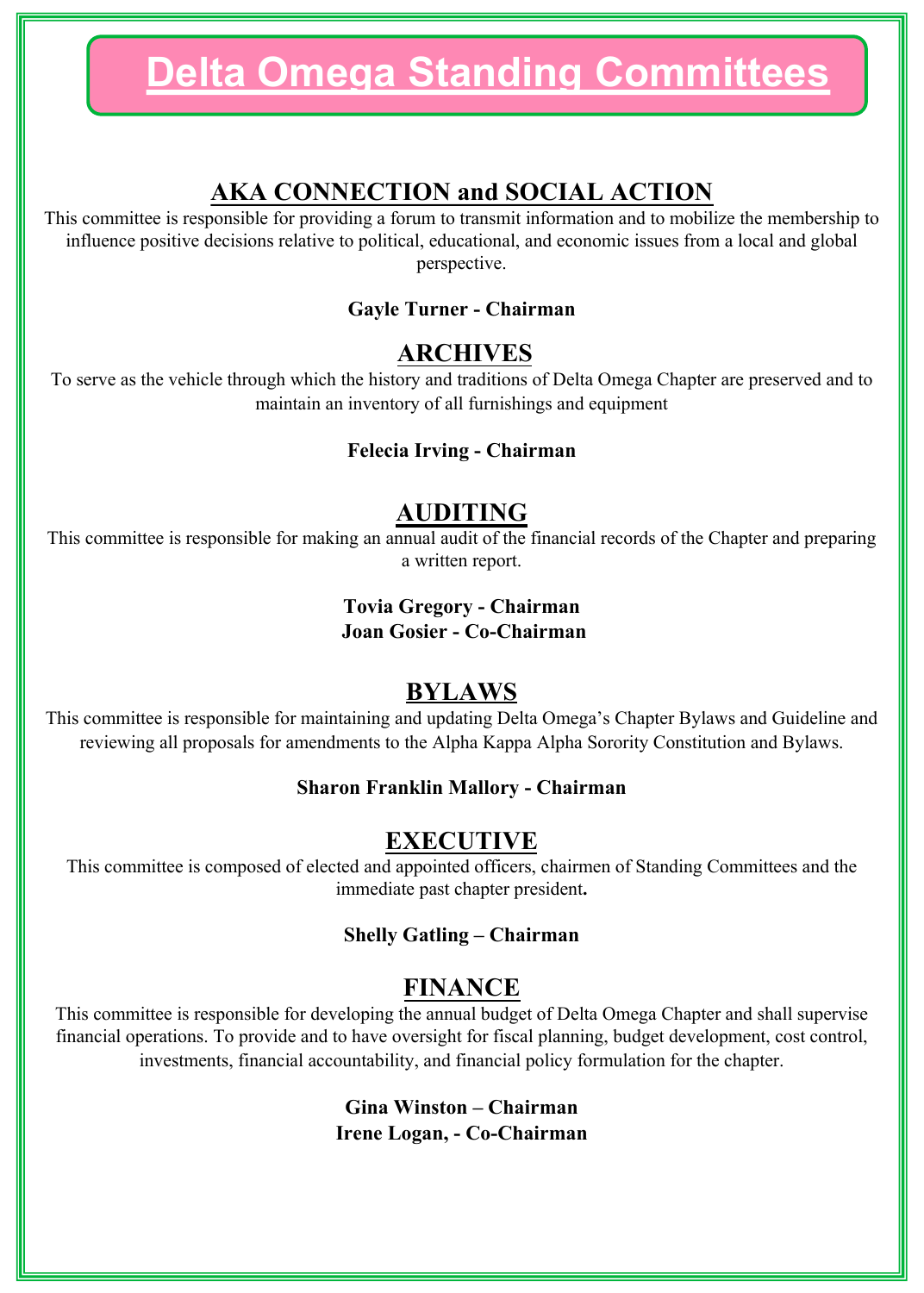# Delta Omega Standing Committees

## AKA CONNECTION and SOCIAL ACTION

This committee is responsible for providing a forum to transmit information and to mobilize the membership to influence positive decisions relative to political, educational, and economic issues from a local and global perspective.

**Gayle Turner - Chairman**

## ARCHIVES

To serve as the vehicle through which the history and traditions of Delta Omega Chapter are preserved and to maintain an inventory of all furnishings and equipment

**Felecia Irving - Chairman**

## AUDITING

This committee is responsible for making an annual audit of the financial records of the Chapter and preparing a written report.

**Tovia Gregory - Chairman**
**Joan Gosier - Co-Chairman**

## BYLAWS

This committee is responsible for maintaining and updating Delta Omega's Chapter Bylaws and Guideline and reviewing all proposals for amendments to the Alpha Kappa Alpha Sorority Constitution and Bylaws.

**Sharon Franklin Mallory - Chairman**

## EXECUTIVE

This committee is composed of elected and appointed officers, chairmen of Standing Committees and the immediate past chapter president**.**

**Shelly Gatling – Chairman**

## FINANCE

This committee is responsible for developing the annual budget of Delta Omega Chapter and shall supervise financial operations. To provide and to have oversight for fiscal planning, budget development, cost control, investments, financial accountability, and financial policy formulation for the chapter.

**Gina Winston – Chairman**
**Irene Logan, - Co-Chairman**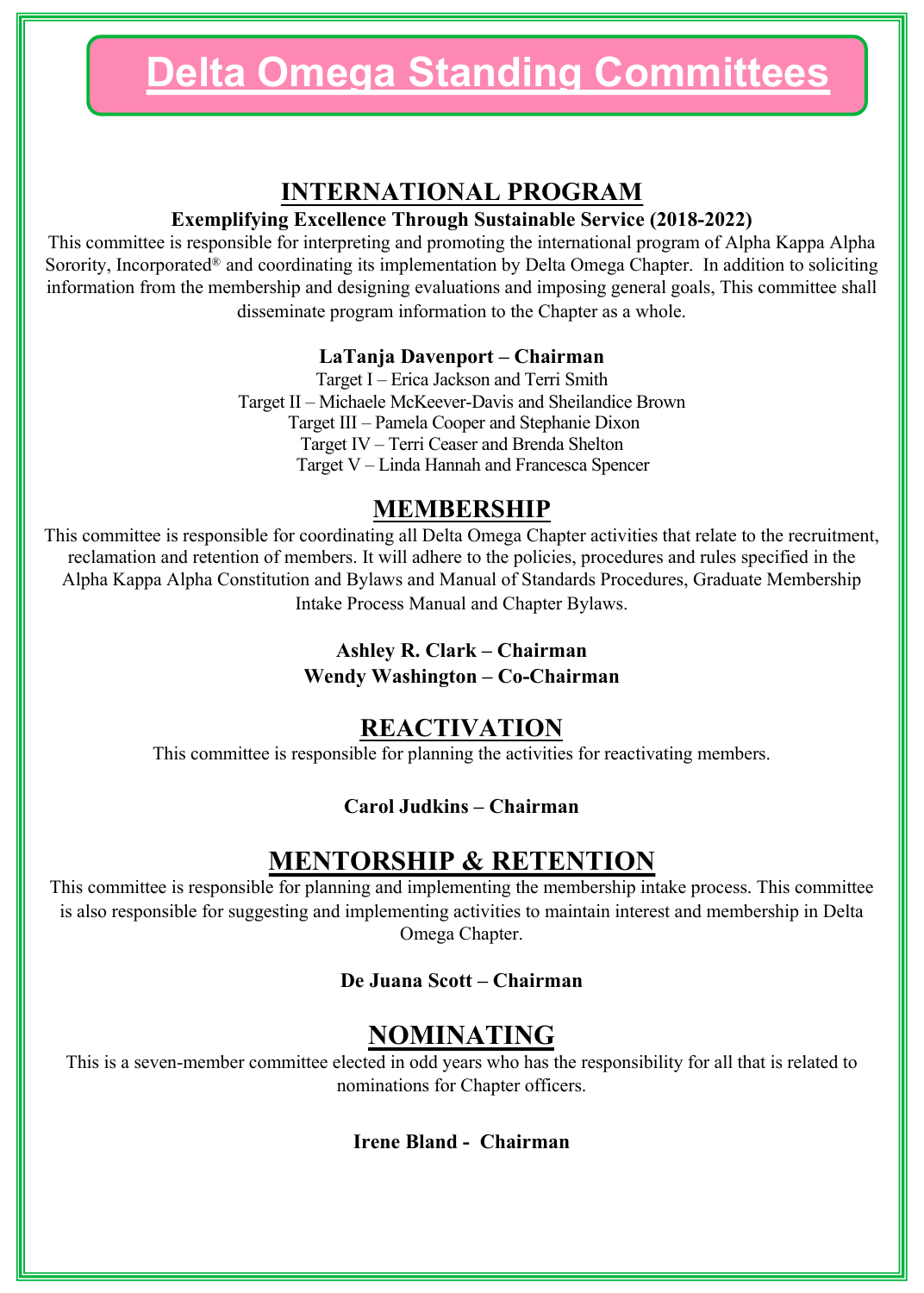# Delta Omega Standing Committees

## INTERNATIONAL PROGRAM

**Exemplifying Excellence Through Sustainable Service (2018-2022)**

This committee is responsible for interpreting and promoting the international program of Alpha Kappa Alpha Sorority, Incorporated® and coordinating its implementation by Delta Omega Chapter. In addition to soliciting information from the membership and designing evaluations and imposing general goals, This committee shall disseminate program information to the Chapter as a whole.

**LaTanja Davenport – Chairman**

Target I – Erica Jackson and Terri Smith
Target II – Michaele McKeever-Davis and Sheilandice Brown
Target III – Pamela Cooper and Stephanie Dixon
Target IV – Terri Ceaser and Brenda Shelton
Target V – Linda Hannah and Francesca Spencer

## MEMBERSHIP

This committee is responsible for coordinating all Delta Omega Chapter activities that relate to the recruitment, reclamation and retention of members. It will adhere to the policies, procedures and rules specified in the Alpha Kappa Alpha Constitution and Bylaws and Manual of Standards Procedures, Graduate Membership Intake Process Manual and Chapter Bylaws.

**Ashley R. Clark – Chairman**
**Wendy Washington – Co-Chairman**

## REACTIVATION

This committee is responsible for planning the activities for reactivating members.

**Carol Judkins – Chairman**

## MENTORSHIP & RETENTION

This committee is responsible for planning and implementing the membership intake process. This committee is also responsible for suggesting and implementing activities to maintain interest and membership in Delta Omega Chapter.

**De Juana Scott – Chairman**

## NOMINATING

This is a seven-member committee elected in odd years who has the responsibility for all that is related to nominations for Chapter officers.

**Irene Bland - Chairman**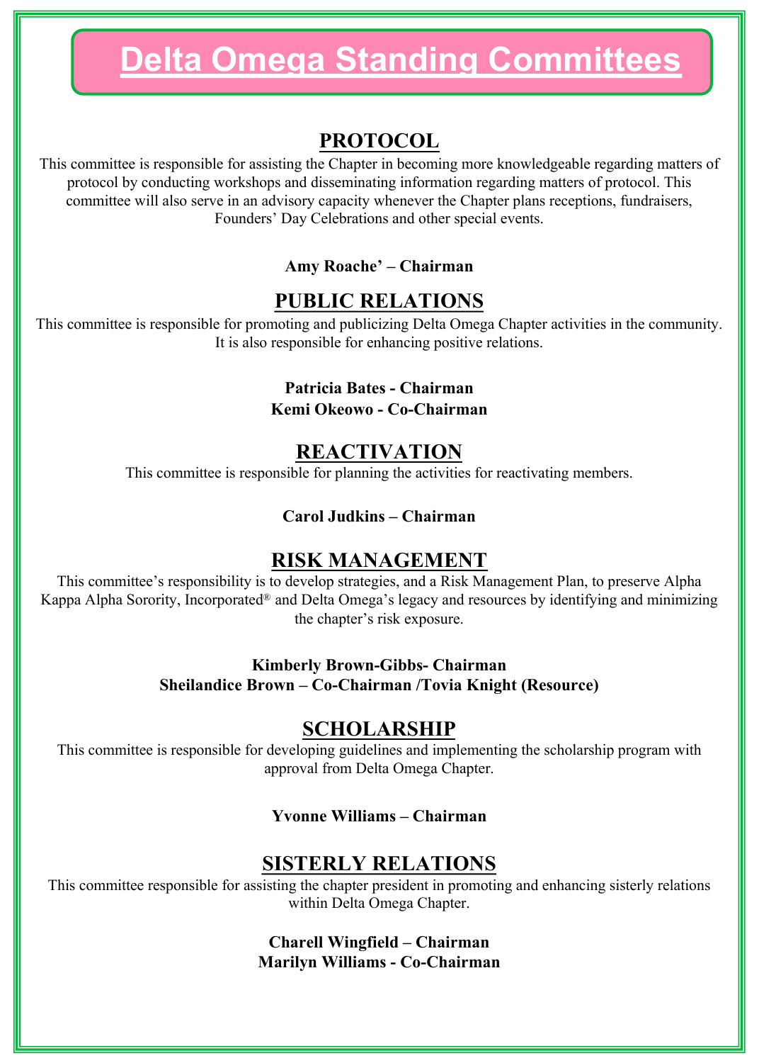# Delta Omega Standing Committees

## PROTOCOL

This committee is responsible for assisting the Chapter in becoming more knowledgeable regarding matters of protocol by conducting workshops and disseminating information regarding matters of protocol. This committee will also serve in an advisory capacity whenever the Chapter plans receptions, fundraisers, Founders' Day Celebrations and other special events.

**Amy Roache' – Chairman**

## PUBLIC RELATIONS

This committee is responsible for promoting and publicizing Delta Omega Chapter activities in the community. It is also responsible for enhancing positive relations.

**Patricia Bates - Chairman**
**Kemi Okeowo - Co-Chairman**

## REACTIVATION

This committee is responsible for planning the activities for reactivating members.

**Carol Judkins – Chairman**

## RISK MANAGEMENT

This committee's responsibility is to develop strategies, and a Risk Management Plan, to preserve Alpha Kappa Alpha Sorority, Incorporated® and Delta Omega's legacy and resources by identifying and minimizing the chapter's risk exposure.

**Kimberly Brown-Gibbs- Chairman**
**Sheilandice Brown – Co-Chairman /Tovia Knight (Resource)**

## SCHOLARSHIP

This committee is responsible for developing guidelines and implementing the scholarship program with approval from Delta Omega Chapter.

**Yvonne Williams – Chairman**

## SISTERLY RELATIONS

This committee responsible for assisting the chapter president in promoting and enhancing sisterly relations within Delta Omega Chapter.

**Charell Wingfield – Chairman**
**Marilyn Williams - Co-Chairman**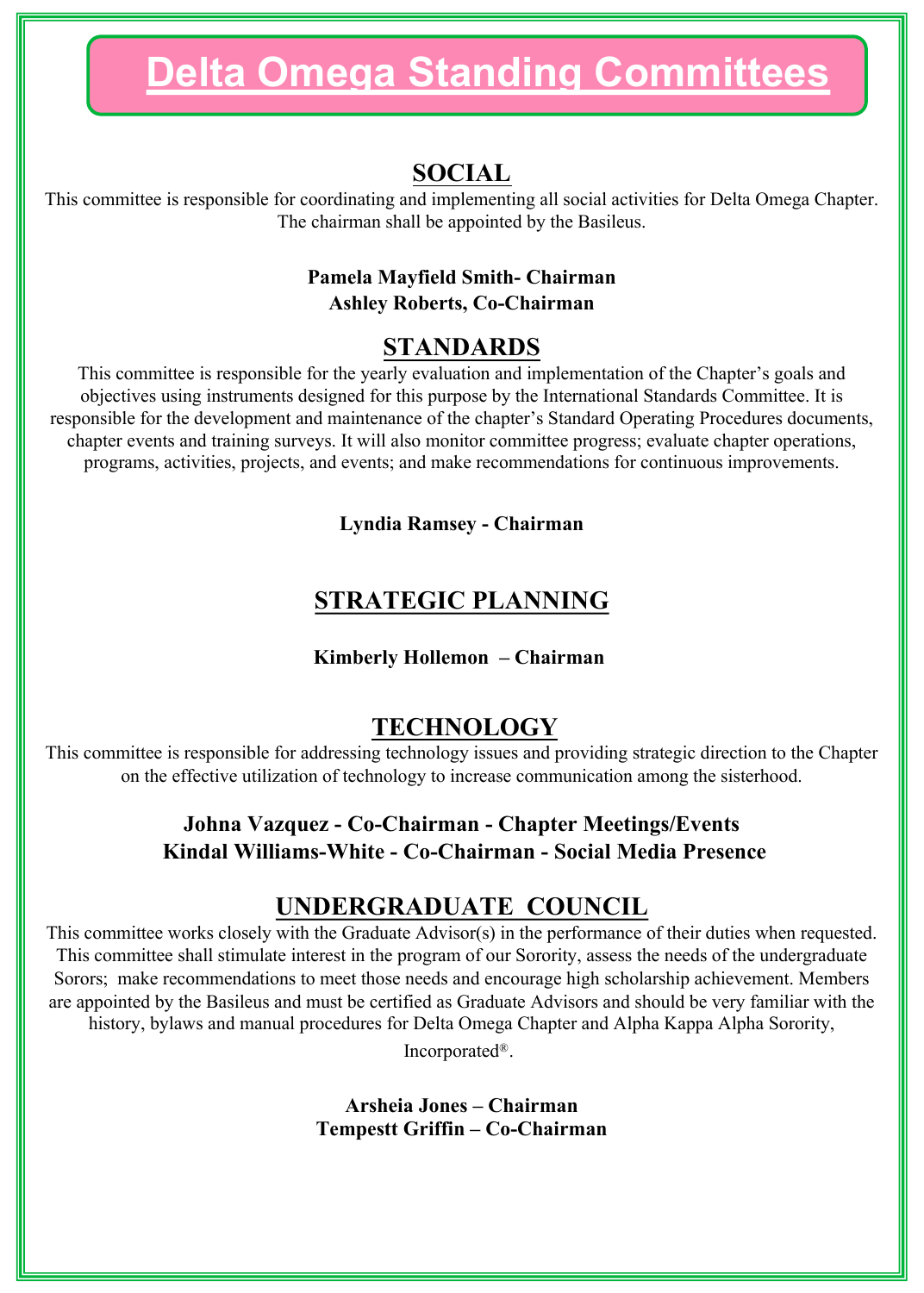# Delta Omega Standing Committees

## SOCIAL

This committee is responsible for coordinating and implementing all social activities for Delta Omega Chapter. The chairman shall be appointed by the Basileus.

**Pamela Mayfield Smith- Chairman**
**Ashley Roberts, Co-Chairman**

## STANDARDS

This committee is responsible for the yearly evaluation and implementation of the Chapter's goals and objectives using instruments designed for this purpose by the International Standards Committee. It is responsible for the development and maintenance of the chapter's Standard Operating Procedures documents, chapter events and training surveys. It will also monitor committee progress; evaluate chapter operations, programs, activities, projects, and events; and make recommendations for continuous improvements.

**Lyndia Ramsey - Chairman**

## STRATEGIC PLANNING

**Kimberly Hollemon – Chairman**

## TECHNOLOGY

This committee is responsible for addressing technology issues and providing strategic direction to the Chapter on the effective utilization of technology to increase communication among the sisterhood.

**Johna Vazquez - Co-Chairman - Chapter Meetings/Events**
**Kindal Williams-White - Co-Chairman - Social Media Presence**

## UNDERGRADUATE COUNCIL

This committee works closely with the Graduate Advisor(s) in the performance of their duties when requested. This committee shall stimulate interest in the program of our Sorority, assess the needs of the undergraduate Sorors; make recommendations to meet those needs and encourage high scholarship achievement. Members are appointed by the Basileus and must be certified as Graduate Advisors and should be very familiar with the history, bylaws and manual procedures for Delta Omega Chapter and Alpha Kappa Alpha Sorority, Incorporated®.

**Arsheia Jones – Chairman**
**Tempestt Griffin – Co-Chairman**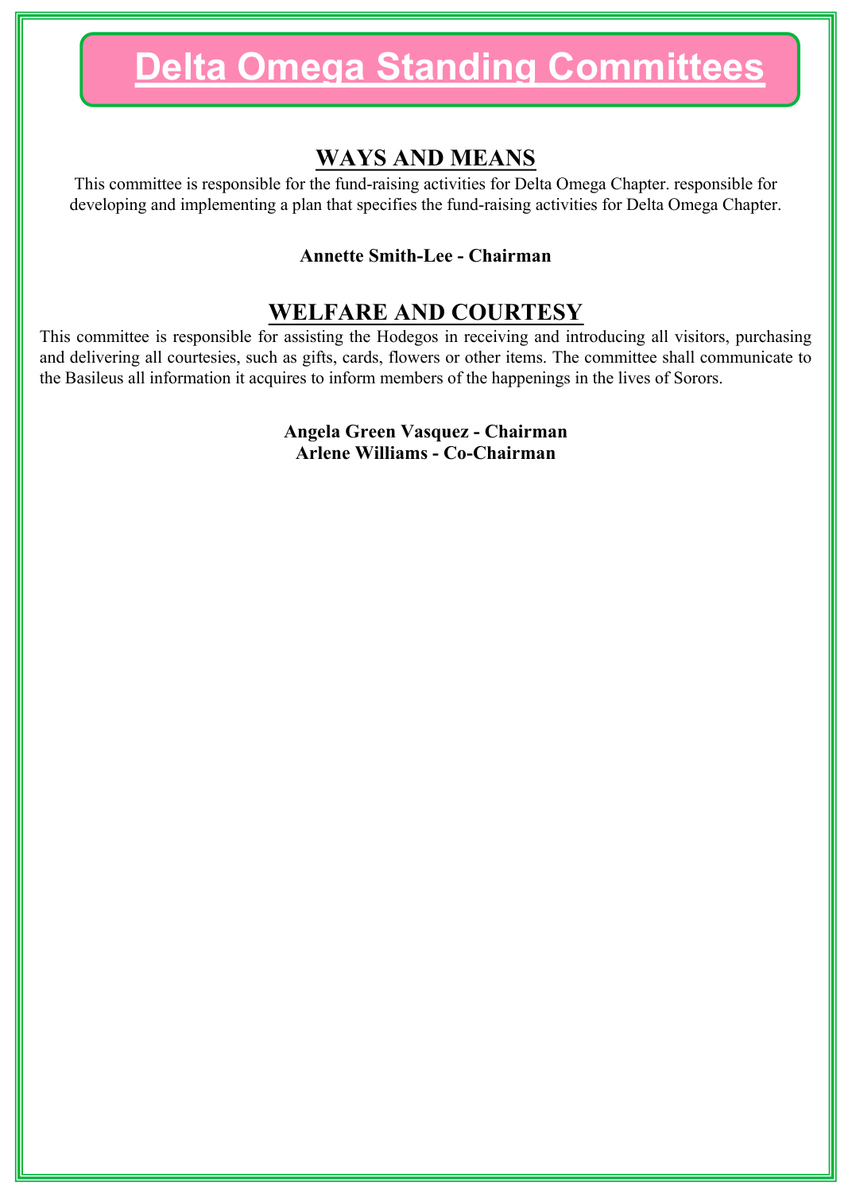# Delta Omega Standing Committees

## WAYS AND MEANS

This committee is responsible for the fund-raising activities for Delta Omega Chapter. responsible for developing and implementing a plan that specifies the fund-raising activities for Delta Omega Chapter.

**Annette Smith-Lee - Chairman**

## WELFARE AND COURTESY

This committee is responsible for assisting the Hodegos in receiving and introducing all visitors, purchasing and delivering all courtesies, such as gifts, cards, flowers or other items. The committee shall communicate to the Basileus all information it acquires to inform members of the happenings in the lives of Sorors.

**Angela Green Vasquez - Chairman**
**Arlene Williams - Co-Chairman**